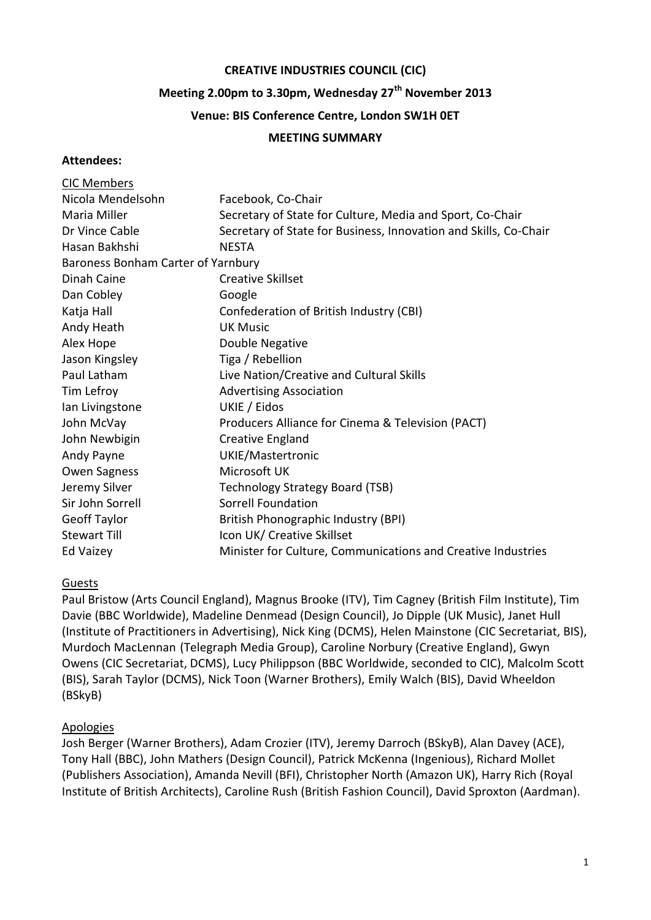**CREATIVE INDUSTRIES COUNCIL (CIC)**

**Meeting 2.00pm to 3.30pm, Wednesday 27th November 2013**

**Venue: BIS Conference Centre, London SW1H 0ET**

**MEETING SUMMARY**

**Attendees:**

CIC Members

| Name | Organisation |
|---|---|
| Nicola Mendelsohn | Facebook, Co-Chair |
| Maria Miller | Secretary of State for Culture, Media and Sport, Co-Chair |
| Dr Vince Cable | Secretary of State for Business, Innovation and Skills, Co-Chair |
| Hasan Bakhshi | NESTA |
| Baroness Bonham Carter of Yarnbury | |
| Dinah Caine | Creative Skillset |
| Dan Cobley | Google |
| Katja Hall | Confederation of British Industry (CBI) |
| Andy Heath | UK Music |
| Alex Hope | Double Negative |
| Jason Kingsley | Tiga / Rebellion |
| Paul Latham | Live Nation/Creative and Cultural Skills |
| Tim Lefroy | Advertising Association |
| Ian Livingstone | UKIE / Eidos |
| John McVay | Producers Alliance for Cinema & Television (PACT) |
| John Newbigin | Creative England |
| Andy Payne | UKIE/Mastertronic |
| Owen Sagness | Microsoft UK |
| Jeremy Silver | Technology Strategy Board (TSB) |
| Sir John Sorrell | Sorrell Foundation |
| Geoff Taylor | British Phonographic Industry (BPI) |
| Stewart Till | Icon UK/ Creative Skillset |
| Ed Vaizey | Minister for Culture, Communications and Creative Industries |

Guests

Paul Bristow (Arts Council England), Magnus Brooke (ITV), Tim Cagney (British Film Institute), Tim Davie (BBC Worldwide), Madeline Denmead (Design Council), Jo Dipple (UK Music), Janet Hull (Institute of Practitioners in Advertising), Nick King (DCMS), Helen Mainstone (CIC Secretariat, BIS), Murdoch MacLennan (Telegraph Media Group), Caroline Norbury (Creative England), Gwyn Owens (CIC Secretariat, DCMS), Lucy Philippson (BBC Worldwide, seconded to CIC), Malcolm Scott (BIS), Sarah Taylor (DCMS), Nick Toon (Warner Brothers), Emily Walch (BIS), David Wheeldon (BSkyB)

Apologies

Josh Berger (Warner Brothers), Adam Crozier (ITV), Jeremy Darroch (BSkyB), Alan Davey (ACE), Tony Hall (BBC), John Mathers (Design Council), Patrick McKenna (Ingenious), Richard Mollet (Publishers Association), Amanda Nevill (BFI), Christopher North (Amazon UK), Harry Rich (Royal Institute of British Architects), Caroline Rush (British Fashion Council), David Sproxton (Aardman).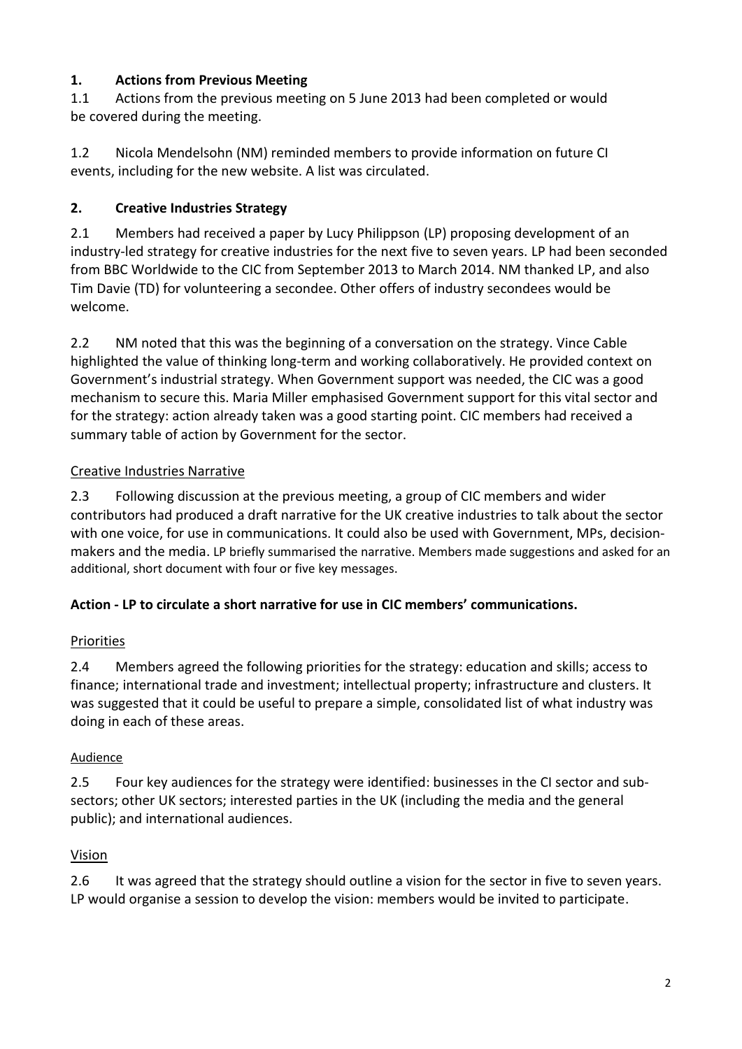## 1. Actions from Previous Meeting

1.1 Actions from the previous meeting on 5 June 2013 had been completed or would be covered during the meeting.

1.2 Nicola Mendelsohn (NM) reminded members to provide information on future CI events, including for the new website. A list was circulated.

## 2. Creative Industries Strategy

2.1 Members had received a paper by Lucy Philippson (LP) proposing development of an industry-led strategy for creative industries for the next five to seven years. LP had been seconded from BBC Worldwide to the CIC from September 2013 to March 2014. NM thanked LP, and also Tim Davie (TD) for volunteering a secondee. Other offers of industry secondees would be welcome.

2.2 NM noted that this was the beginning of a conversation on the strategy. Vince Cable highlighted the value of thinking long-term and working collaboratively. He provided context on Government's industrial strategy. When Government support was needed, the CIC was a good mechanism to secure this. Maria Miller emphasised Government support for this vital sector and for the strategy: action already taken was a good starting point. CIC members had received a summary table of action by Government for the sector.

### Creative Industries Narrative

2.3 Following discussion at the previous meeting, a group of CIC members and wider contributors had produced a draft narrative for the UK creative industries to talk about the sector with one voice, for use in communications. It could also be used with Government, MPs, decision-makers and the media. LP briefly summarised the narrative. Members made suggestions and asked for an additional, short document with four or five key messages.

**Action - LP to circulate a short narrative for use in CIC members' communications.**

### Priorities

2.4 Members agreed the following priorities for the strategy: education and skills; access to finance; international trade and investment; intellectual property; infrastructure and clusters. It was suggested that it could be useful to prepare a simple, consolidated list of what industry was doing in each of these areas.

### Audience

2.5 Four key audiences for the strategy were identified: businesses in the CI sector and sub-sectors; other UK sectors; interested parties in the UK (including the media and the general public); and international audiences.

### Vision

2.6 It was agreed that the strategy should outline a vision for the sector in five to seven years. LP would organise a session to develop the vision: members would be invited to participate.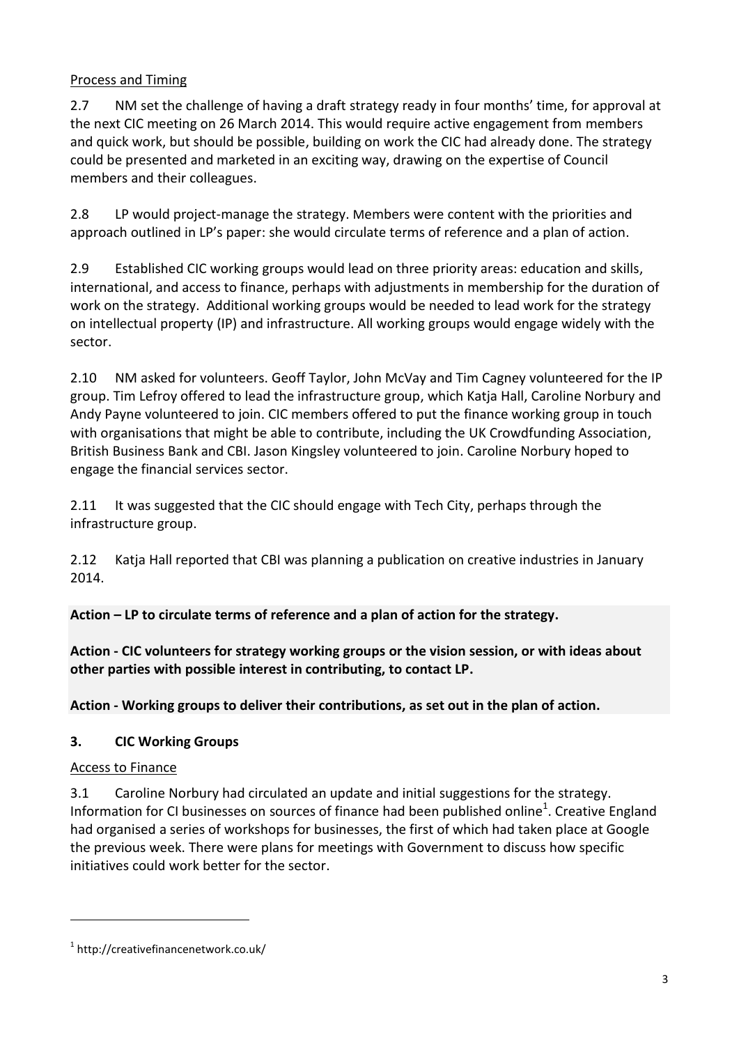Process and Timing

2.7 NM set the challenge of having a draft strategy ready in four months' time, for approval at the next CIC meeting on 26 March 2014. This would require active engagement from members and quick work, but should be possible, building on work the CIC had already done. The strategy could be presented and marketed in an exciting way, drawing on the expertise of Council members and their colleagues.

2.8 LP would project-manage the strategy. Members were content with the priorities and approach outlined in LP's paper: she would circulate terms of reference and a plan of action.

2.9 Established CIC working groups would lead on three priority areas: education and skills, international, and access to finance, perhaps with adjustments in membership for the duration of work on the strategy. Additional working groups would be needed to lead work for the strategy on intellectual property (IP) and infrastructure. All working groups would engage widely with the sector.

2.10 NM asked for volunteers. Geoff Taylor, John McVay and Tim Cagney volunteered for the IP group. Tim Lefroy offered to lead the infrastructure group, which Katja Hall, Caroline Norbury and Andy Payne volunteered to join. CIC members offered to put the finance working group in touch with organisations that might be able to contribute, including the UK Crowdfunding Association, British Business Bank and CBI. Jason Kingsley volunteered to join. Caroline Norbury hoped to engage the financial services sector.

2.11 It was suggested that the CIC should engage with Tech City, perhaps through the infrastructure group.

2.12 Katja Hall reported that CBI was planning a publication on creative industries in January 2014.

**Action – LP to circulate terms of reference and a plan of action for the strategy.**

**Action - CIC volunteers for strategy working groups or the vision session, or with ideas about other parties with possible interest in contributing, to contact LP.**

**Action - Working groups to deliver their contributions, as set out in the plan of action.**

## 3. CIC Working Groups

Access to Finance

3.1 Caroline Norbury had circulated an update and initial suggestions for the strategy. Information for CI businesses on sources of finance had been published online[1]. Creative England had organised a series of workshops for businesses, the first of which had taken place at Google the previous week. There were plans for meetings with Government to discuss how specific initiatives could work better for the sector.

[1] http://creativefinancenetwork.co.uk/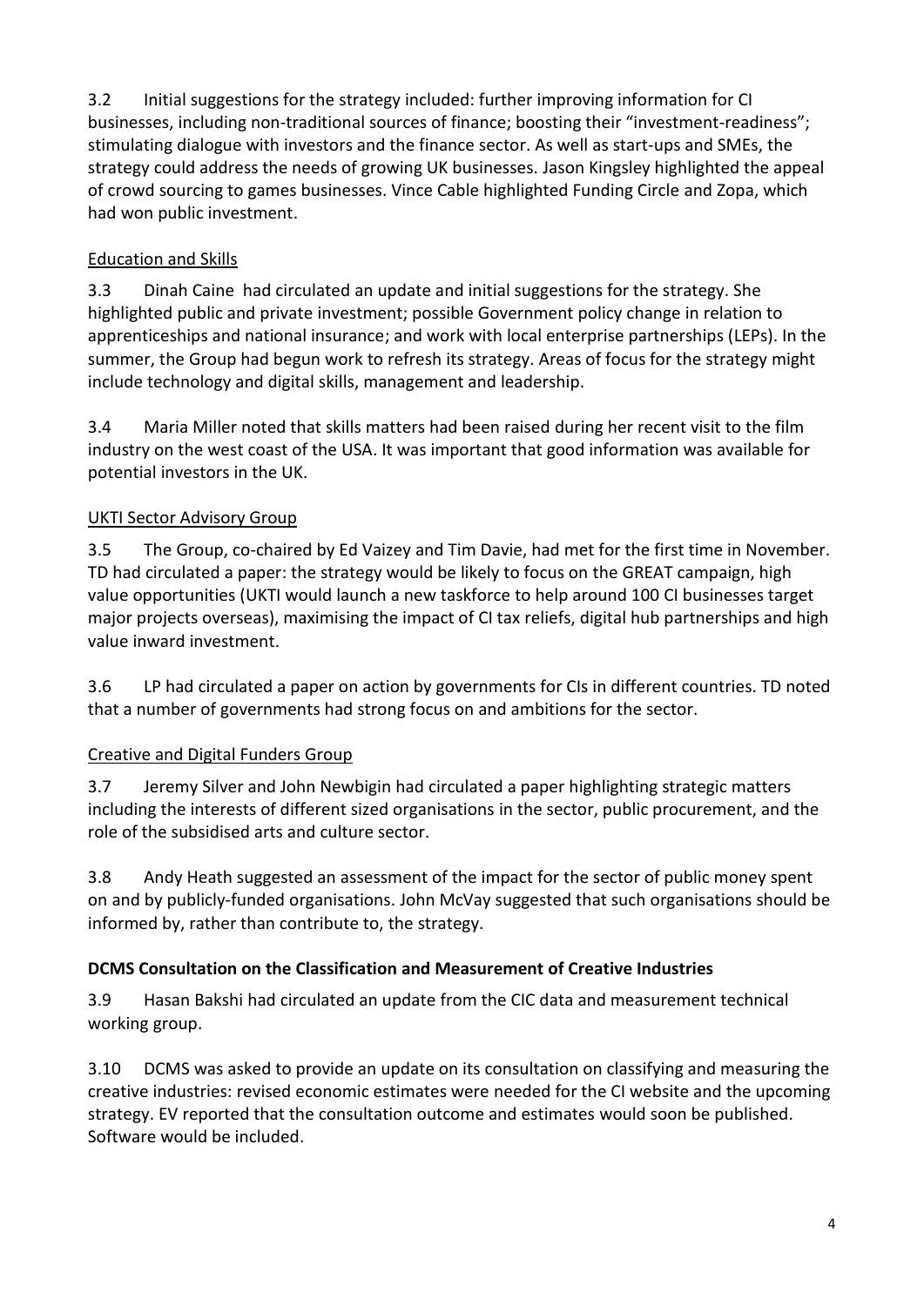3.2 Initial suggestions for the strategy included: further improving information for CI businesses, including non-traditional sources of finance; boosting their "investment-readiness"; stimulating dialogue with investors and the finance sector. As well as start-ups and SMEs, the strategy could address the needs of growing UK businesses. Jason Kingsley highlighted the appeal of crowd sourcing to games businesses. Vince Cable highlighted Funding Circle and Zopa, which had won public investment.

<u>Education and Skills</u>

3.3 Dinah Caine had circulated an update and initial suggestions for the strategy. She highlighted public and private investment; possible Government policy change in relation to apprenticeships and national insurance; and work with local enterprise partnerships (LEPs). In the summer, the Group had begun work to refresh its strategy. Areas of focus for the strategy might include technology and digital skills, management and leadership.

3.4 Maria Miller noted that skills matters had been raised during her recent visit to the film industry on the west coast of the USA. It was important that good information was available for potential investors in the UK.

<u>UKTI Sector Advisory Group</u>

3.5 The Group, co-chaired by Ed Vaizey and Tim Davie, had met for the first time in November. TD had circulated a paper: the strategy would be likely to focus on the GREAT campaign, high value opportunities (UKTI would launch a new taskforce to help around 100 CI businesses target major projects overseas), maximising the impact of CI tax reliefs, digital hub partnerships and high value inward investment.

3.6 LP had circulated a paper on action by governments for CIs in different countries. TD noted that a number of governments had strong focus on and ambitions for the sector.

<u>Creative and Digital Funders Group</u>

3.7 Jeremy Silver and John Newbigin had circulated a paper highlighting strategic matters including the interests of different sized organisations in the sector, public procurement, and the role of the subsidised arts and culture sector.

3.8 Andy Heath suggested an assessment of the impact for the sector of public money spent on and by publicly-funded organisations. John McVay suggested that such organisations should be informed by, rather than contribute to, the strategy.

**DCMS Consultation on the Classification and Measurement of Creative Industries**

3.9 Hasan Bakshi had circulated an update from the CIC data and measurement technical working group.

3.10 DCMS was asked to provide an update on its consultation on classifying and measuring the creative industries: revised economic estimates were needed for the CI website and the upcoming strategy. EV reported that the consultation outcome and estimates would soon be published. Software would be included.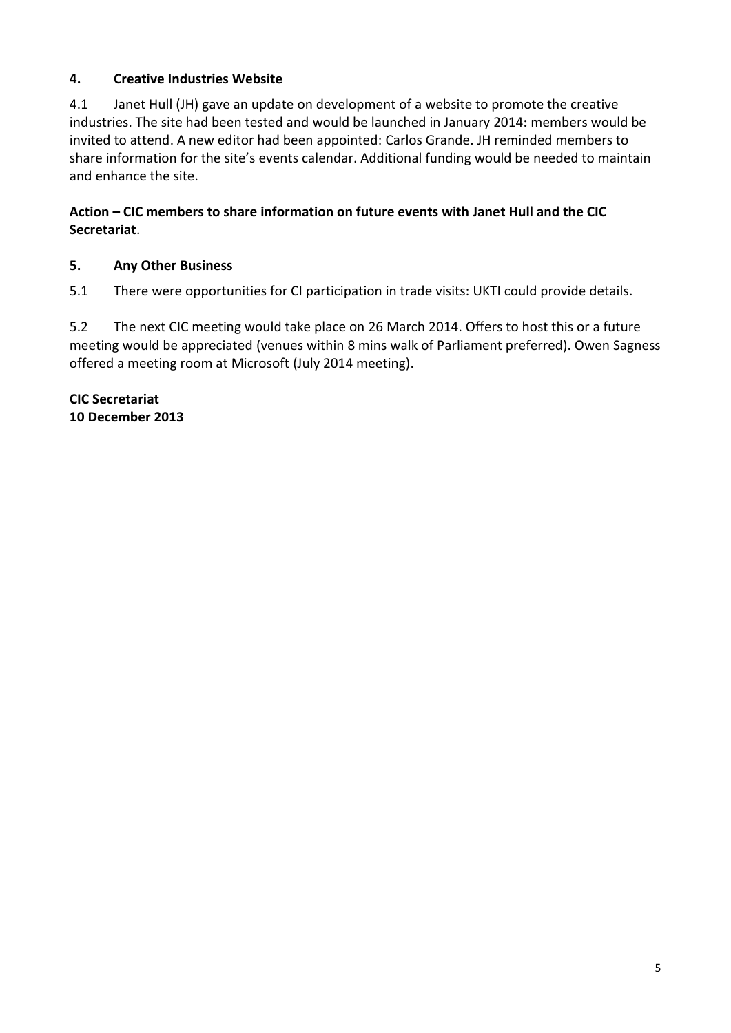## 4. Creative Industries Website

4.1 Janet Hull (JH) gave an update on development of a website to promote the creative industries. The site had been tested and would be launched in January 2014**:** members would be invited to attend. A new editor had been appointed: Carlos Grande. JH reminded members to share information for the site's events calendar. Additional funding would be needed to maintain and enhance the site.

**Action – CIC members to share information on future events with Janet Hull and the CIC Secretariat**.

## 5. Any Other Business

5.1 There were opportunities for CI participation in trade visits: UKTI could provide details.

5.2 The next CIC meeting would take place on 26 March 2014. Offers to host this or a future meeting would be appreciated (venues within 8 mins walk of Parliament preferred). Owen Sagness offered a meeting room at Microsoft (July 2014 meeting).

**CIC Secretariat**
**10 December 2013**